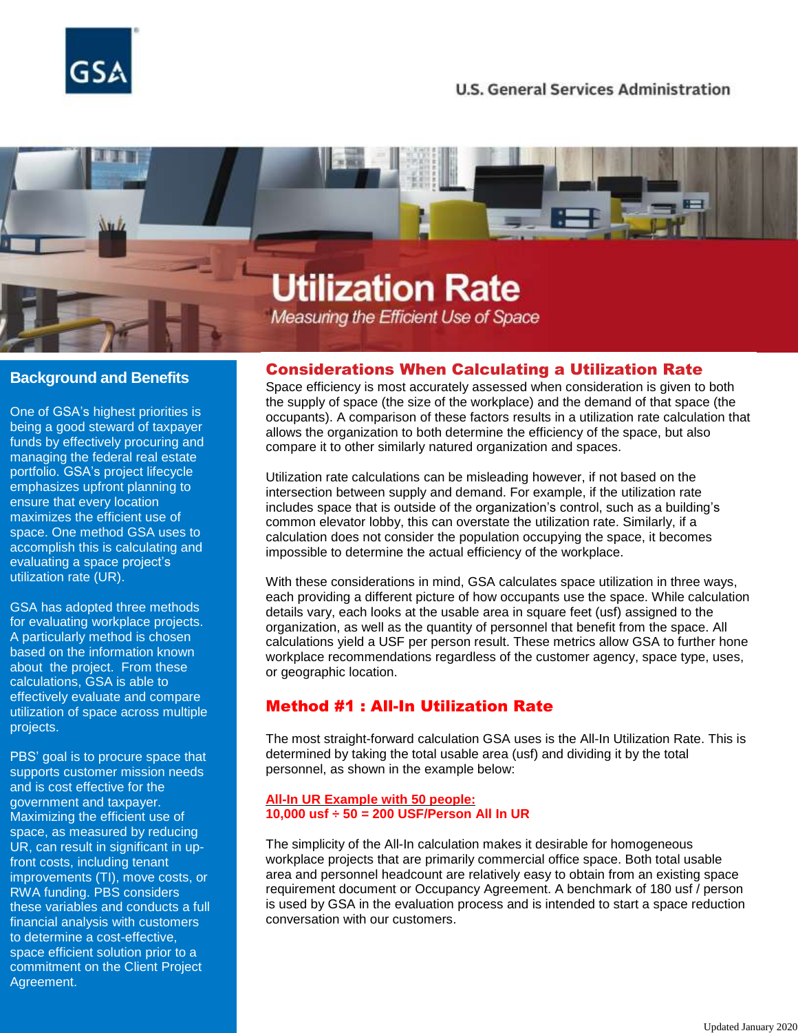U.S. General Services Administration

# Utilization Rate

*Measuring the Efficient Use of Space*

## Background and Benefits

One of GSA's highest priorities is being a good steward of taxpayer funds by effectively procuring and managing the federal real estate portfolio. GSA's project lifecycle emphasizes upfront planning to ensure that every location maximizes the efficient use of space. One method GSA uses to accomplish this is calculating and evaluating a space project's utilization rate (UR).

GSA has adopted three methods for evaluating workplace projects. A particularly method is chosen based on the information known about the project. From these calculations, GSA is able to effectively evaluate and compare utilization of space across multiple projects.

PBS' goal is to procure space that supports customer mission needs and is cost effective for the government and taxpayer. Maximizing the efficient use of space, as measured by reducing UR, can result in significant in up-front costs, including tenant improvements (TI), move costs, or RWA funding. PBS considers these variables and conducts a full financial analysis with customers to determine a cost-effective, space efficient solution prior to a commitment on the Client Project Agreement.

## Considerations When Calculating a Utilization Rate

Space efficiency is most accurately assessed when consideration is given to both the supply of space (the size of the workplace) and the demand of that space (the occupants). A comparison of these factors results in a utilization rate calculation that allows the organization to both determine the efficiency of the space, but also compare it to other similarly natured organization and spaces.

Utilization rate calculations can be misleading however, if not based on the intersection between supply and demand. For example, if the utilization rate includes space that is outside of the organization's control, such as a building's common elevator lobby, this can overstate the utilization rate. Similarly, if a calculation does not consider the population occupying the space, it becomes impossible to determine the actual efficiency of the workplace.

With these considerations in mind, GSA calculates space utilization in three ways, each providing a different picture of how occupants use the space. While calculation details vary, each looks at the usable area in square feet (usf) assigned to the organization, as well as the quantity of personnel that benefit from the space. All calculations yield a USF per person result. These metrics allow GSA to further hone workplace recommendations regardless of the customer agency, space type, uses, or geographic location.

## Method #1 : All-In Utilization Rate

The most straight-forward calculation GSA uses is the All-In Utilization Rate. This is determined by taking the total usable area (usf) and dividing it by the total personnel, as shown in the example below:

**All-In UR Example with 50 people:**
**10,000 usf ÷ 50 = 200 USF/Person All In UR**

The simplicity of the All-In calculation makes it desirable for homogeneous workplace projects that are primarily commercial office space. Both total usable area and personnel headcount are relatively easy to obtain from an existing space requirement document or Occupancy Agreement. A benchmark of 180 usf / person is used by GSA in the evaluation process and is intended to start a space reduction conversation with our customers.

Updated January 2020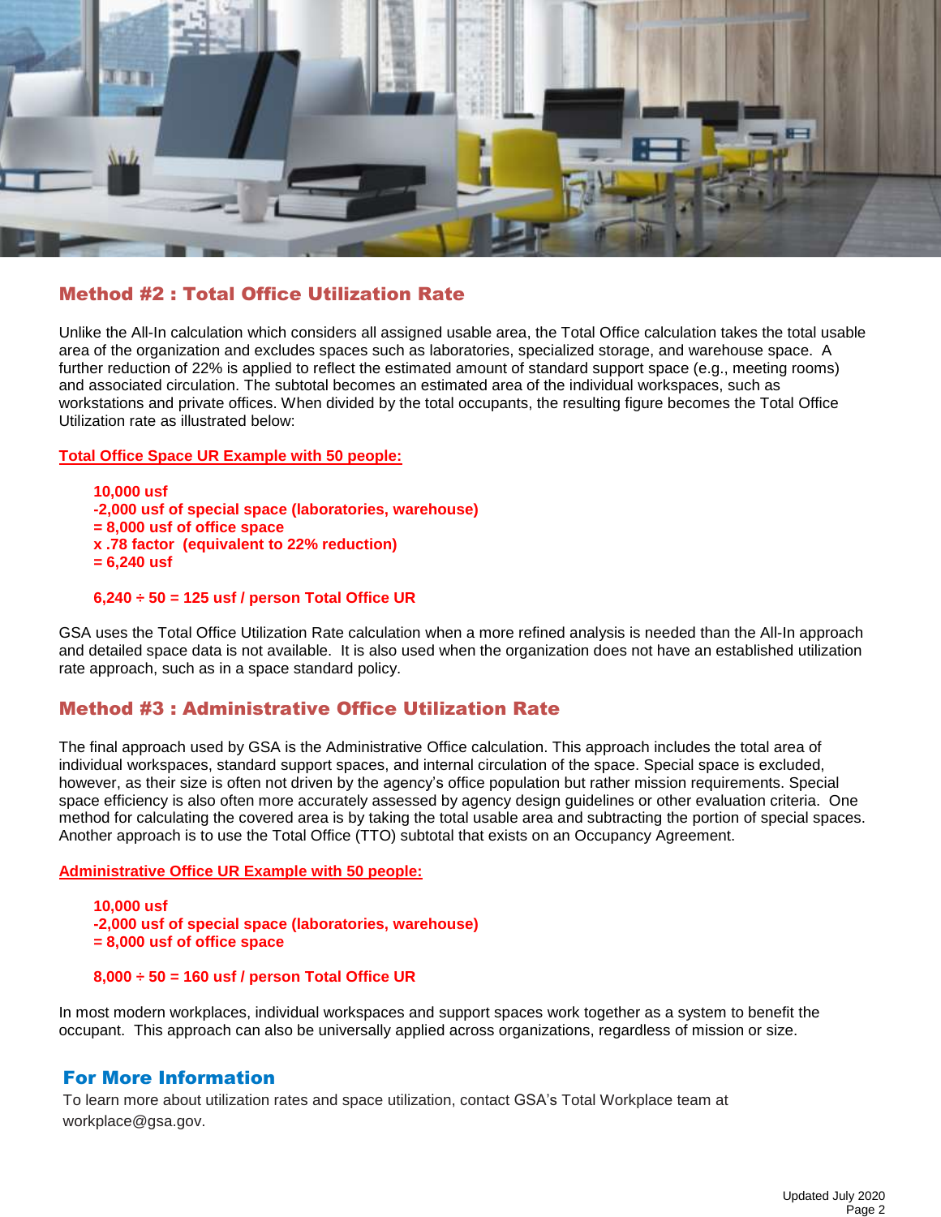## Method #2 : Total Office Utilization Rate

Unlike the All-In calculation which considers all assigned usable area, the Total Office calculation takes the total usable area of the organization and excludes spaces such as laboratories, specialized storage, and warehouse space. A further reduction of 22% is applied to reflect the estimated amount of standard support space (e.g., meeting rooms) and associated circulation. The subtotal becomes an estimated area of the individual workspaces, such as workstations and private offices. When divided by the total occupants, the resulting figure becomes the Total Office Utilization rate as illustrated below:

**Total Office Space UR Example with 50 people:**

**10,000 usf**
**-2,000 usf of special space (laboratories, warehouse)**
**= 8,000 usf of office space**
**x .78 factor (equivalent to 22% reduction)**
**= 6,240 usf**

**6,240 ÷ 50 = 125 usf / person Total Office UR**

GSA uses the Total Office Utilization Rate calculation when a more refined analysis is needed than the All-In approach and detailed space data is not available. It is also used when the organization does not have an established utilization rate approach, such as in a space standard policy.

## Method #3 : Administrative Office Utilization Rate

The final approach used by GSA is the Administrative Office calculation. This approach includes the total area of individual workspaces, standard support spaces, and internal circulation of the space. Special space is excluded, however, as their size is often not driven by the agency's office population but rather mission requirements. Special space efficiency is also often more accurately assessed by agency design guidelines or other evaluation criteria. One method for calculating the covered area is by taking the total usable area and subtracting the portion of special spaces. Another approach is to use the Total Office (TTO) subtotal that exists on an Occupancy Agreement.

**Administrative Office UR Example with 50 people:**

**10,000 usf**
**-2,000 usf of special space (laboratories, warehouse)**
**= 8,000 usf of office space**

**8,000 ÷ 50 = 160 usf / person Total Office UR**

In most modern workplaces, individual workspaces and support spaces work together as a system to benefit the occupant. This approach can also be universally applied across organizations, regardless of mission or size.

## For More Information

To learn more about utilization rates and space utilization, contact GSA's Total Workplace team at workplace@gsa.gov.

Updated July 2020